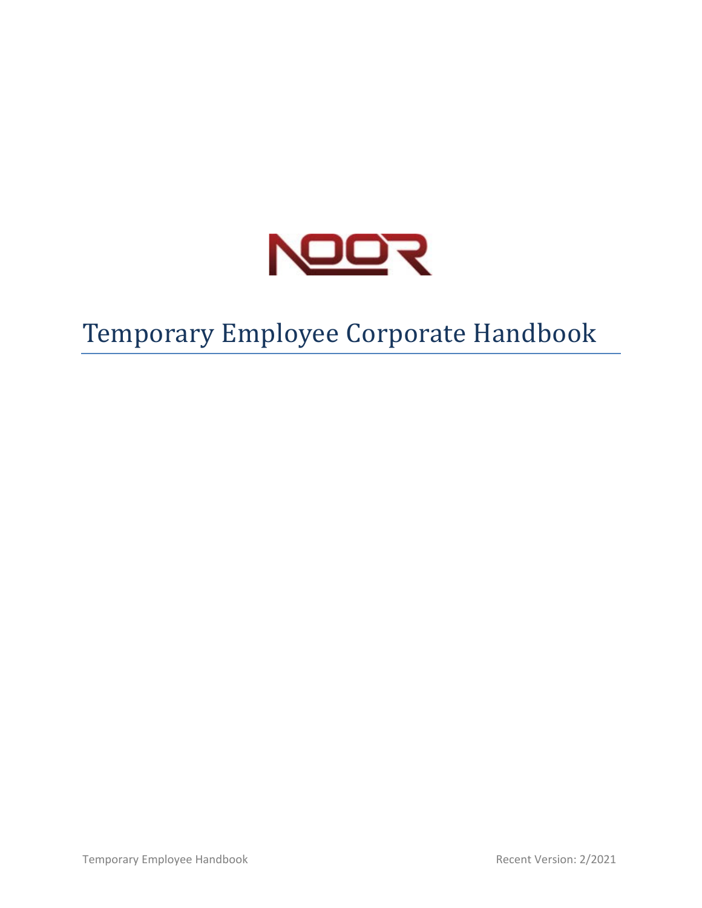# Temporary Employee Corporate Handbook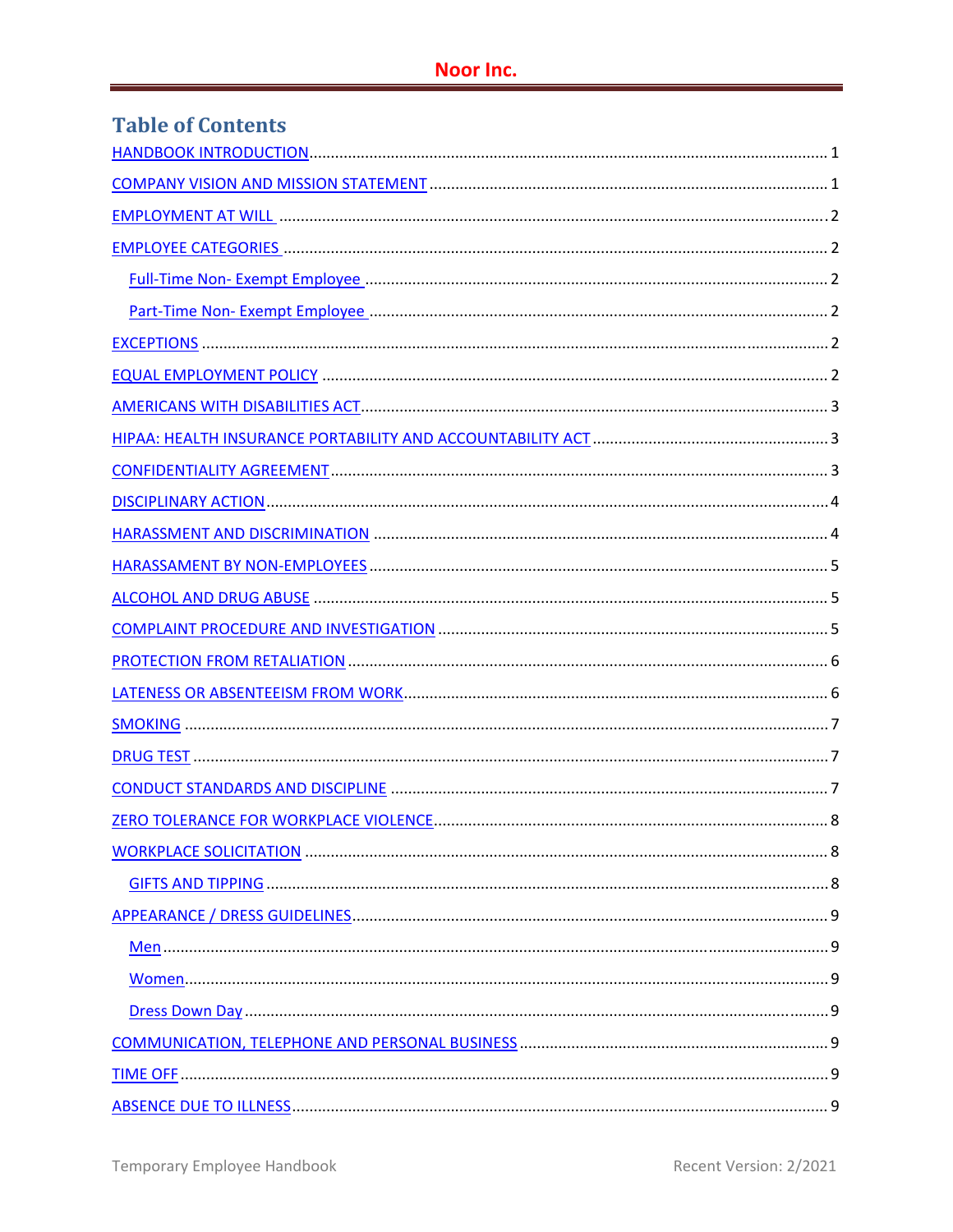# Table of Contents

- HANDBOOK INTRODUCTION ........ 1
- COMPANY VISION AND MISSION STATEMENT ........ 1
- EMPLOYMENT AT WILL ........ 2
- EMPLOYEE CATEGORIES ........ 2
  - Full-Time Non- Exempt Employee ........ 2
  - Part-Time Non- Exempt Employee ........ 2
- EXCEPTIONS ........ 2
- EQUAL EMPLOYMENT POLICY ........ 2
- AMERICANS WITH DISABILITIES ACT ........ 3
- HIPAA: HEALTH INSURANCE PORTABILITY AND ACCOUNTABILITY ACT ........ 3
- CONFIDENTIALITY AGREEMENT ........ 3
- DISCIPLINARY ACTION ........ 4
- HARASSMENT AND DISCRIMINATION ........ 4
- HARASSAMENT BY NON-EMPLOYEES ........ 5
- ALCOHOL AND DRUG ABUSE ........ 5
- COMPLAINT PROCEDURE AND INVESTIGATION ........ 5
- PROTECTION FROM RETALIATION ........ 6
- LATENESS OR ABSENTEEISM FROM WORK ........ 6
- SMOKING ........ 7
- DRUG TEST ........ 7
- CONDUCT STANDARDS AND DISCIPLINE ........ 7
- ZERO TOLERANCE FOR WORKPLACE VIOLENCE ........ 8
- WORKPLACE SOLICITATION ........ 8
  - GIFTS AND TIPPING ........ 8
- APPEARANCE / DRESS GUIDELINES ........ 9
  - Men ........ 9
  - Women ........ 9
  - Dress Down Day ........ 9
- COMMUNICATION, TELEPHONE AND PERSONAL BUSINESS ........ 9
- TIME OFF ........ 9
- ABSENCE DUE TO ILLNESS ........ 9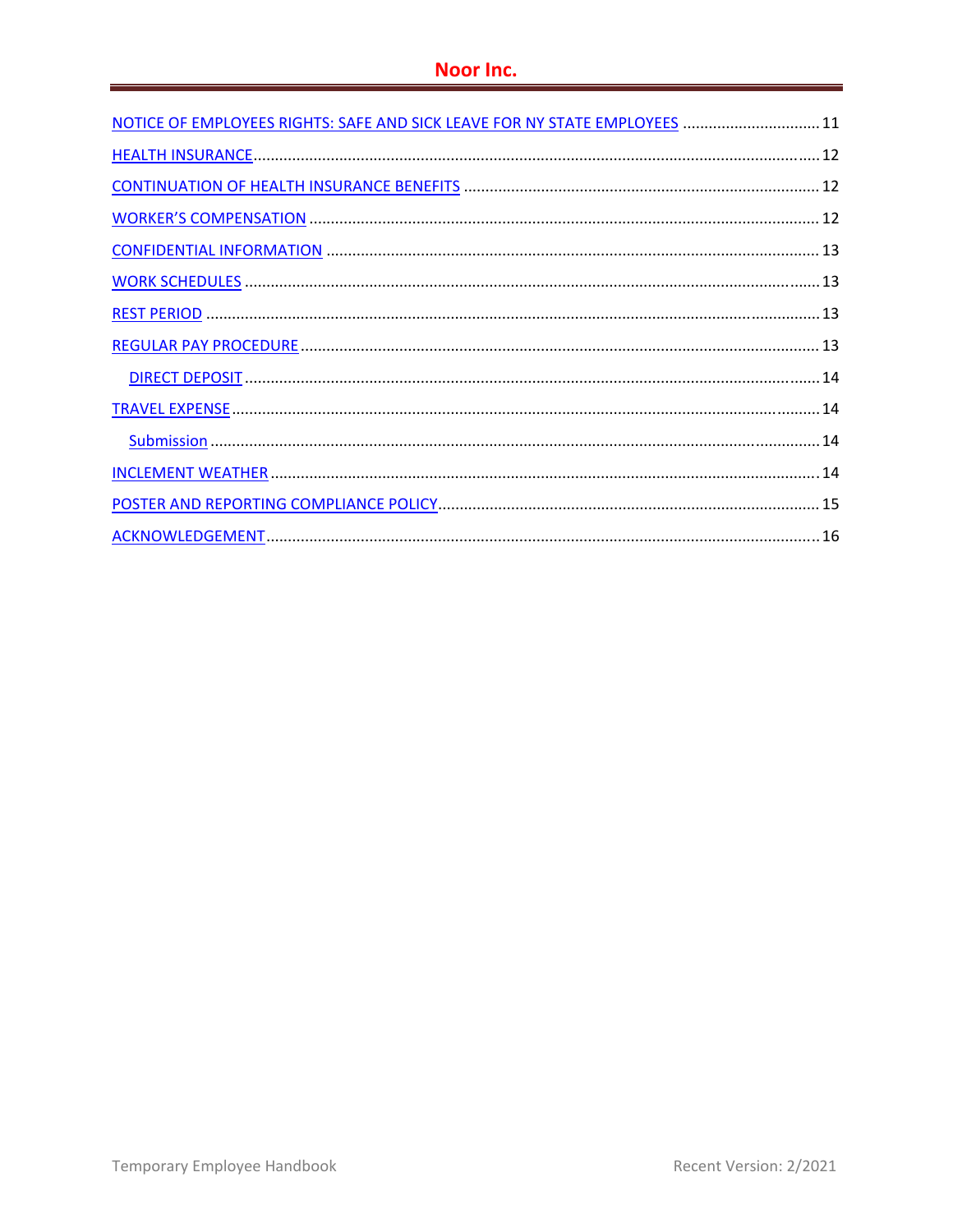- NOTICE OF EMPLOYEES RIGHTS: SAFE AND SICK LEAVE FOR NY STATE EMPLOYEES ... 11
- HEALTH INSURANCE ... 12
- CONTINUATION OF HEALTH INSURANCE BENEFITS ... 12
- WORKER'S COMPENSATION ... 12
- CONFIDENTIAL INFORMATION ... 13
- WORK SCHEDULES ... 13
- REST PERIOD ... 13
- REGULAR PAY PROCEDURE ... 13
  - DIRECT DEPOSIT ... 14
- TRAVEL EXPENSE ... 14
  - Submission ... 14
- INCLEMENT WEATHER ... 14
- POSTER AND REPORTING COMPLIANCE POLICY ... 15
- ACKNOWLEDGEMENT ... 16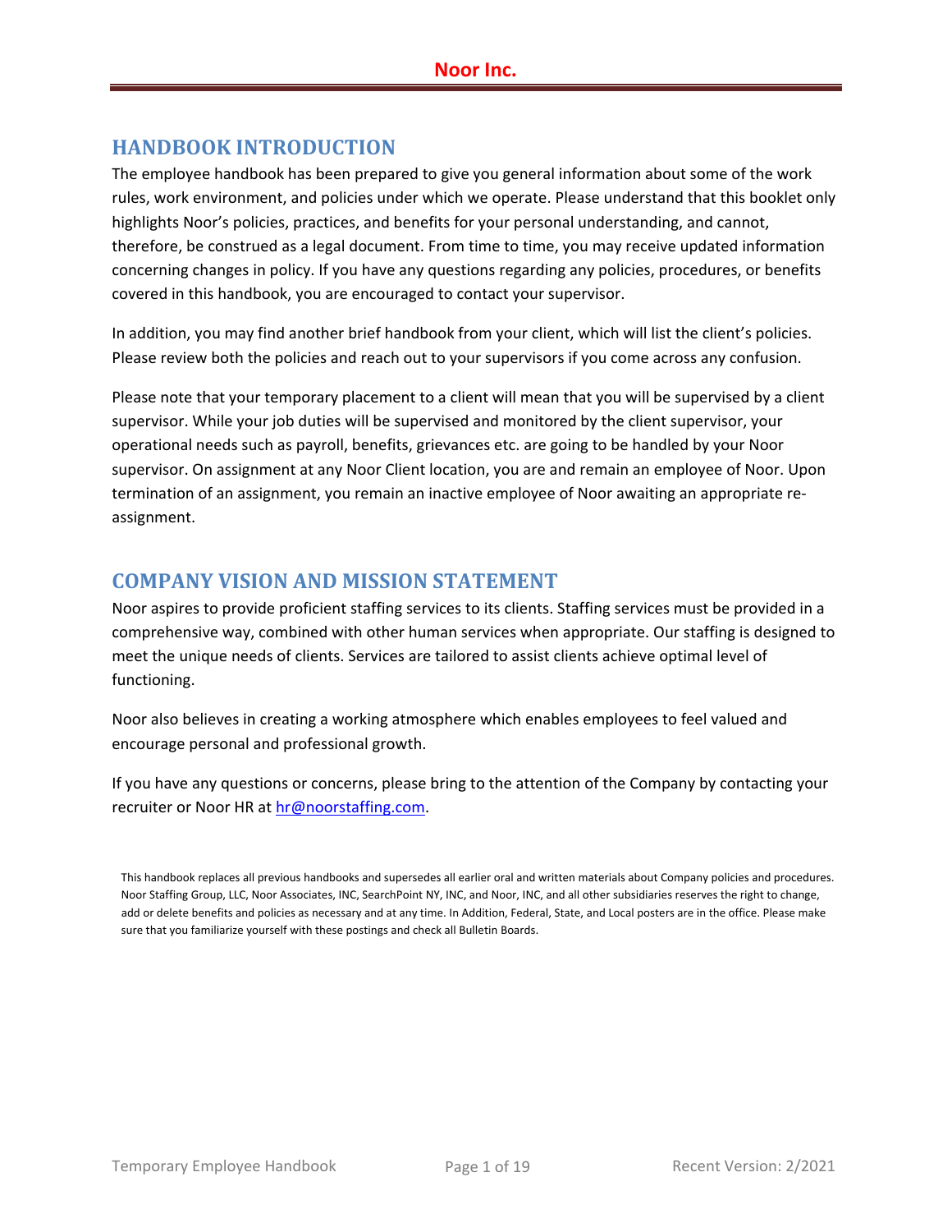## HANDBOOK INTRODUCTION

The employee handbook has been prepared to give you general information about some of the work rules, work environment, and policies under which we operate. Please understand that this booklet only highlights Noor's policies, practices, and benefits for your personal understanding, and cannot, therefore, be construed as a legal document. From time to time, you may receive updated information concerning changes in policy. If you have any questions regarding any policies, procedures, or benefits covered in this handbook, you are encouraged to contact your supervisor.

In addition, you may find another brief handbook from your client, which will list the client's policies. Please review both the policies and reach out to your supervisors if you come across any confusion.

Please note that your temporary placement to a client will mean that you will be supervised by a client supervisor. While your job duties will be supervised and monitored by the client supervisor, your operational needs such as payroll, benefits, grievances etc. are going to be handled by your Noor supervisor. On assignment at any Noor Client location, you are and remain an employee of Noor. Upon termination of an assignment, you remain an inactive employee of Noor awaiting an appropriate re-assignment.

## COMPANY VISION AND MISSION STATEMENT

Noor aspires to provide proficient staffing services to its clients. Staffing services must be provided in a comprehensive way, combined with other human services when appropriate. Our staffing is designed to meet the unique needs of clients. Services are tailored to assist clients achieve optimal level of functioning.

Noor also believes in creating a working atmosphere which enables employees to feel valued and encourage personal and professional growth.

If you have any questions or concerns, please bring to the attention of the Company by contacting your recruiter or Noor HR at hr@noorstaffing.com.

This handbook replaces all previous handbooks and supersedes all earlier oral and written materials about Company policies and procedures. Noor Staffing Group, LLC, Noor Associates, INC, SearchPoint NY, INC, and Noor, INC, and all other subsidiaries reserves the right to change, add or delete benefits and policies as necessary and at any time. In Addition, Federal, State, and Local posters are in the office. Please make sure that you familiarize yourself with these postings and check all Bulletin Boards.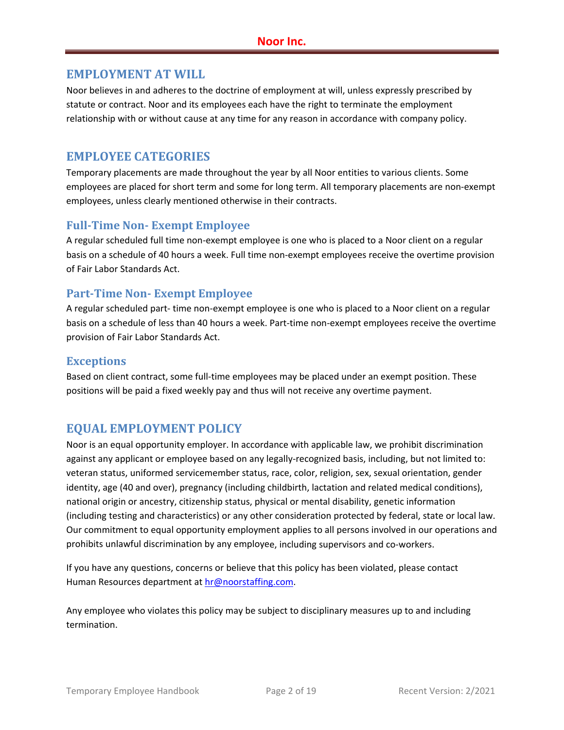## EMPLOYMENT AT WILL

Noor believes in and adheres to the doctrine of employment at will, unless expressly prescribed by statute or contract. Noor and its employees each have the right to terminate the employment relationship with or without cause at any time for any reason in accordance with company policy.

## EMPLOYEE CATEGORIES

Temporary placements are made throughout the year by all Noor entities to various clients. Some employees are placed for short term and some for long term. All temporary placements are non-exempt employees, unless clearly mentioned otherwise in their contracts.

### Full-Time Non- Exempt Employee

A regular scheduled full time non-exempt employee is one who is placed to a Noor client on a regular basis on a schedule of 40 hours a week. Full time non-exempt employees receive the overtime provision of Fair Labor Standards Act.

### Part-Time Non- Exempt Employee

A regular scheduled part- time non-exempt employee is one who is placed to a Noor client on a regular basis on a schedule of less than 40 hours a week. Part-time non-exempt employees receive the overtime provision of Fair Labor Standards Act.

### Exceptions

Based on client contract, some full-time employees may be placed under an exempt position. These positions will be paid a fixed weekly pay and thus will not receive any overtime payment.

## EQUAL EMPLOYMENT POLICY

Noor is an equal opportunity employer. In accordance with applicable law, we prohibit discrimination against any applicant or employee based on any legally-recognized basis, including, but not limited to: veteran status, uniformed servicemember status, race, color, religion, sex, sexual orientation, gender identity, age (40 and over), pregnancy (including childbirth, lactation and related medical conditions), national origin or ancestry, citizenship status, physical or mental disability, genetic information (including testing and characteristics) or any other consideration protected by federal, state or local law. Our commitment to equal opportunity employment applies to all persons involved in our operations and prohibits unlawful discrimination by any employee, including supervisors and co-workers.

If you have any questions, concerns or believe that this policy has been violated, please contact Human Resources department at hr@noorstaffing.com.

Any employee who violates this policy may be subject to disciplinary measures up to and including termination.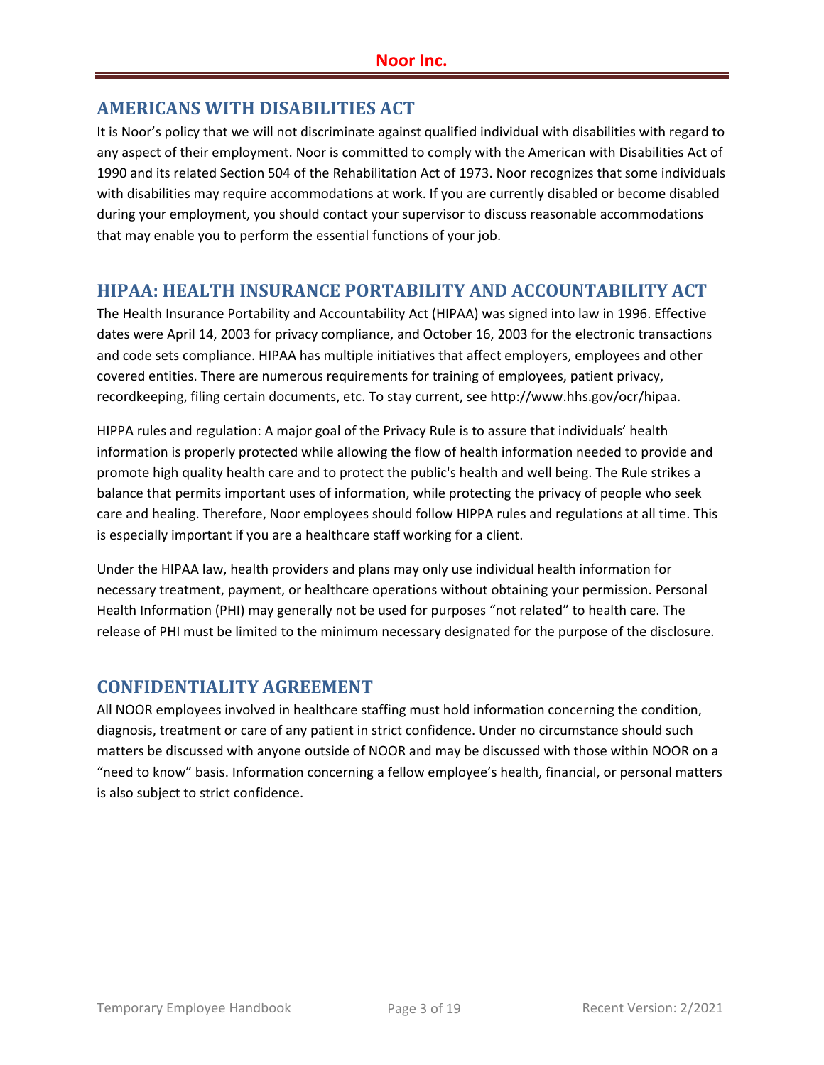## AMERICANS WITH DISABILITIES ACT

It is Noor's policy that we will not discriminate against qualified individual with disabilities with regard to any aspect of their employment. Noor is committed to comply with the American with Disabilities Act of 1990 and its related Section 504 of the Rehabilitation Act of 1973. Noor recognizes that some individuals with disabilities may require accommodations at work. If you are currently disabled or become disabled during your employment, you should contact your supervisor to discuss reasonable accommodations that may enable you to perform the essential functions of your job.

## HIPAA: HEALTH INSURANCE PORTABILITY AND ACCOUNTABILITY ACT

The Health Insurance Portability and Accountability Act (HIPAA) was signed into law in 1996. Effective dates were April 14, 2003 for privacy compliance, and October 16, 2003 for the electronic transactions and code sets compliance. HIPAA has multiple initiatives that affect employers, employees and other covered entities. There are numerous requirements for training of employees, patient privacy, recordkeeping, filing certain documents, etc. To stay current, see http://www.hhs.gov/ocr/hipaa.

HIPPA rules and regulation: A major goal of the Privacy Rule is to assure that individuals' health information is properly protected while allowing the flow of health information needed to provide and promote high quality health care and to protect the public's health and well being. The Rule strikes a balance that permits important uses of information, while protecting the privacy of people who seek care and healing. Therefore, Noor employees should follow HIPPA rules and regulations at all time. This is especially important if you are a healthcare staff working for a client.

Under the HIPAA law, health providers and plans may only use individual health information for necessary treatment, payment, or healthcare operations without obtaining your permission. Personal Health Information (PHI) may generally not be used for purposes "not related" to health care. The release of PHI must be limited to the minimum necessary designated for the purpose of the disclosure.

## CONFIDENTIALITY AGREEMENT

All NOOR employees involved in healthcare staffing must hold information concerning the condition, diagnosis, treatment or care of any patient in strict confidence. Under no circumstance should such matters be discussed with anyone outside of NOOR and may be discussed with those within NOOR on a "need to know" basis. Information concerning a fellow employee's health, financial, or personal matters is also subject to strict confidence.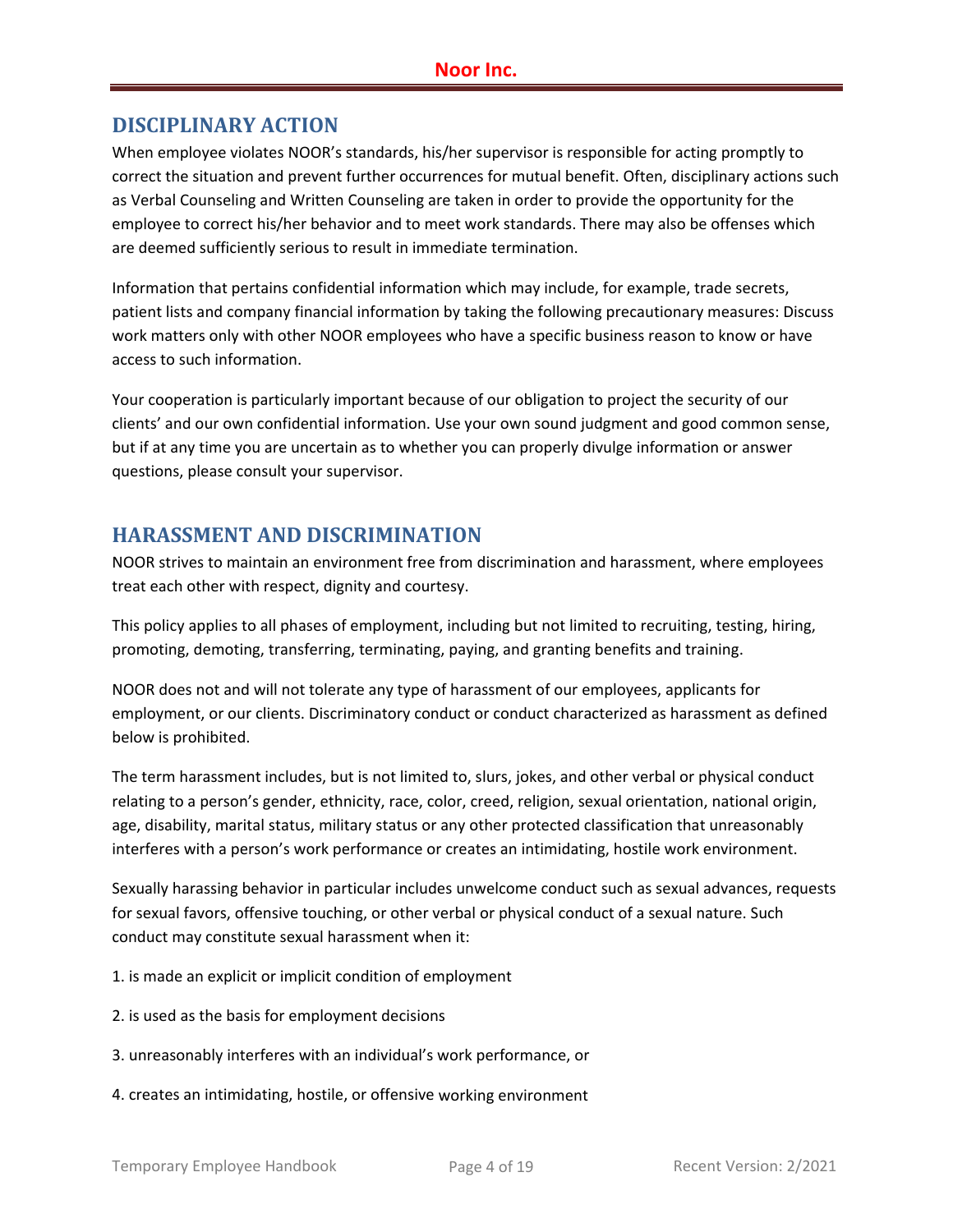## DISCIPLINARY ACTION

When employee violates NOOR's standards, his/her supervisor is responsible for acting promptly to correct the situation and prevent further occurrences for mutual benefit. Often, disciplinary actions such as Verbal Counseling and Written Counseling are taken in order to provide the opportunity for the employee to correct his/her behavior and to meet work standards. There may also be offenses which are deemed sufficiently serious to result in immediate termination.

Information that pertains confidential information which may include, for example, trade secrets, patient lists and company financial information by taking the following precautionary measures: Discuss work matters only with other NOOR employees who have a specific business reason to know or have access to such information.

Your cooperation is particularly important because of our obligation to project the security of our clients' and our own confidential information. Use your own sound judgment and good common sense, but if at any time you are uncertain as to whether you can properly divulge information or answer questions, please consult your supervisor.

## HARASSMENT AND DISCRIMINATION

NOOR strives to maintain an environment free from discrimination and harassment, where employees treat each other with respect, dignity and courtesy.

This policy applies to all phases of employment, including but not limited to recruiting, testing, hiring, promoting, demoting, transferring, terminating, paying, and granting benefits and training.

NOOR does not and will not tolerate any type of harassment of our employees, applicants for employment, or our clients. Discriminatory conduct or conduct characterized as harassment as defined below is prohibited.

The term harassment includes, but is not limited to, slurs, jokes, and other verbal or physical conduct relating to a person's gender, ethnicity, race, color, creed, religion, sexual orientation, national origin, age, disability, marital status, military status or any other protected classification that unreasonably interferes with a person's work performance or creates an intimidating, hostile work environment.

Sexually harassing behavior in particular includes unwelcome conduct such as sexual advances, requests for sexual favors, offensive touching, or other verbal or physical conduct of a sexual nature. Such conduct may constitute sexual harassment when it:

1. is made an explicit or implicit condition of employment
2. is used as the basis for employment decisions
3. unreasonably interferes with an individual's work performance, or
4. creates an intimidating, hostile, or offensive working environment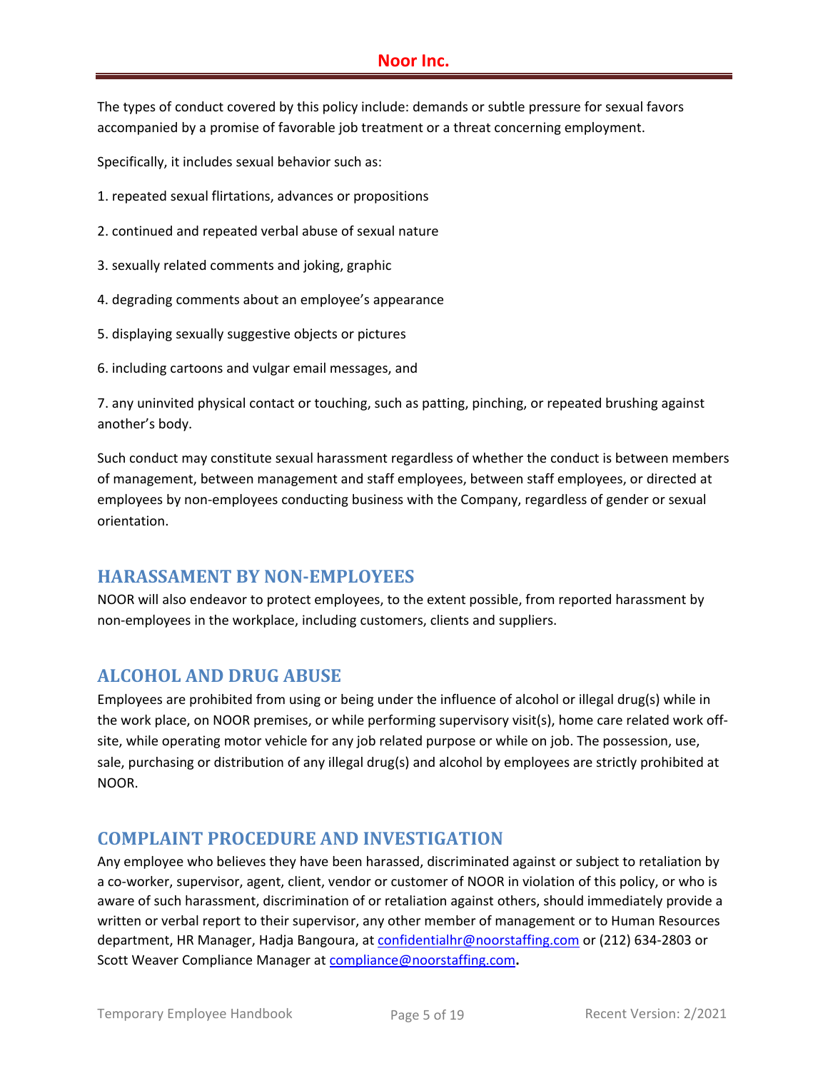The types of conduct covered by this policy include: demands or subtle pressure for sexual favors accompanied by a promise of favorable job treatment or a threat concerning employment.

Specifically, it includes sexual behavior such as:

1. repeated sexual flirtations, advances or propositions

2. continued and repeated verbal abuse of sexual nature

3. sexually related comments and joking, graphic

4. degrading comments about an employee's appearance

5. displaying sexually suggestive objects or pictures

6. including cartoons and vulgar email messages, and

7. any uninvited physical contact or touching, such as patting, pinching, or repeated brushing against another's body.

Such conduct may constitute sexual harassment regardless of whether the conduct is between members of management, between management and staff employees, between staff employees, or directed at employees by non-employees conducting business with the Company, regardless of gender or sexual orientation.

## HARASSAMENT BY NON-EMPLOYEES

NOOR will also endeavor to protect employees, to the extent possible, from reported harassment by non-employees in the workplace, including customers, clients and suppliers.

## ALCOHOL AND DRUG ABUSE

Employees are prohibited from using or being under the influence of alcohol or illegal drug(s) while in the work place, on NOOR premises, or while performing supervisory visit(s), home care related work off-site, while operating motor vehicle for any job related purpose or while on job. The possession, use, sale, purchasing or distribution of any illegal drug(s) and alcohol by employees are strictly prohibited at NOOR.

## COMPLAINT PROCEDURE AND INVESTIGATION

Any employee who believes they have been harassed, discriminated against or subject to retaliation by a co-worker, supervisor, agent, client, vendor or customer of NOOR in violation of this policy, or who is aware of such harassment, discrimination of or retaliation against others, should immediately provide a written or verbal report to their supervisor, any other member of management or to Human Resources department, HR Manager, Hadja Bangoura, at confidentialhr@noorstaffing.com or (212) 634-2803 or Scott Weaver Compliance Manager at compliance@noorstaffing.com**.**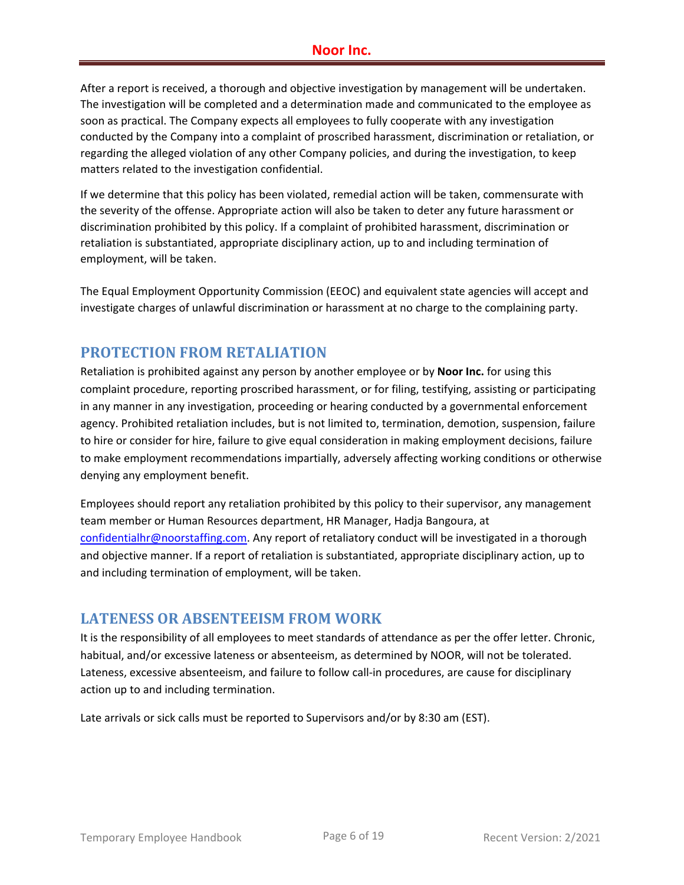After a report is received, a thorough and objective investigation by management will be undertaken. The investigation will be completed and a determination made and communicated to the employee as soon as practical. The Company expects all employees to fully cooperate with any investigation conducted by the Company into a complaint of proscribed harassment, discrimination or retaliation, or regarding the alleged violation of any other Company policies, and during the investigation, to keep matters related to the investigation confidential.

If we determine that this policy has been violated, remedial action will be taken, commensurate with the severity of the offense. Appropriate action will also be taken to deter any future harassment or discrimination prohibited by this policy. If a complaint of prohibited harassment, discrimination or retaliation is substantiated, appropriate disciplinary action, up to and including termination of employment, will be taken.

The Equal Employment Opportunity Commission (EEOC) and equivalent state agencies will accept and investigate charges of unlawful discrimination or harassment at no charge to the complaining party.

## PROTECTION FROM RETALIATION

Retaliation is prohibited against any person by another employee or by **Noor Inc.** for using this complaint procedure, reporting proscribed harassment, or for filing, testifying, assisting or participating in any manner in any investigation, proceeding or hearing conducted by a governmental enforcement agency. Prohibited retaliation includes, but is not limited to, termination, demotion, suspension, failure to hire or consider for hire, failure to give equal consideration in making employment decisions, failure to make employment recommendations impartially, adversely affecting working conditions or otherwise denying any employment benefit.

Employees should report any retaliation prohibited by this policy to their supervisor, any management team member or Human Resources department, HR Manager, Hadja Bangoura, at confidentialhr@noorstaffing.com. Any report of retaliatory conduct will be investigated in a thorough and objective manner. If a report of retaliation is substantiated, appropriate disciplinary action, up to and including termination of employment, will be taken.

## LATENESS OR ABSENTEEISM FROM WORK

It is the responsibility of all employees to meet standards of attendance as per the offer letter. Chronic, habitual, and/or excessive lateness or absenteeism, as determined by NOOR, will not be tolerated. Lateness, excessive absenteeism, and failure to follow call-in procedures, are cause for disciplinary action up to and including termination.

Late arrivals or sick calls must be reported to Supervisors and/or by 8:30 am (EST).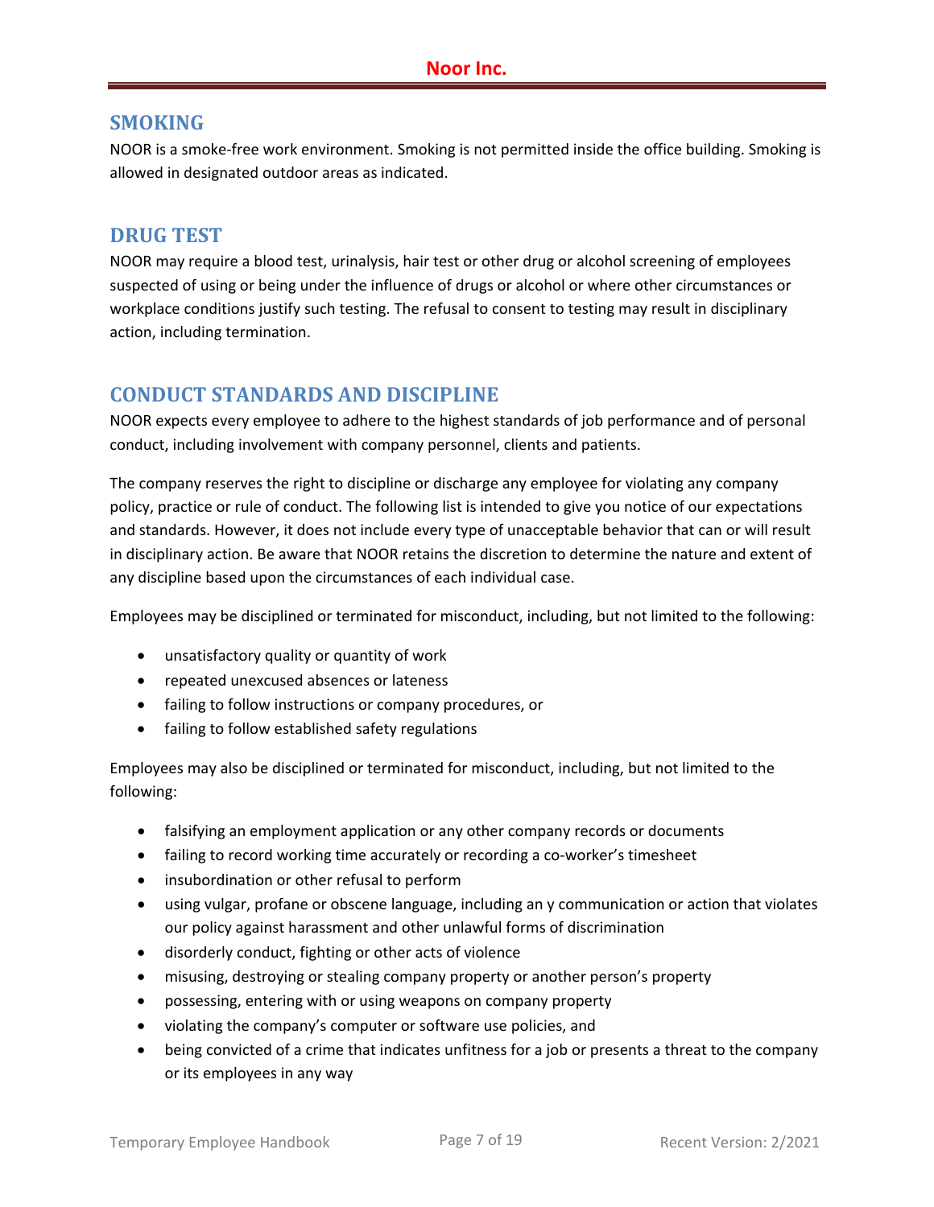## SMOKING

NOOR is a smoke-free work environment. Smoking is not permitted inside the office building. Smoking is allowed in designated outdoor areas as indicated.

## DRUG TEST

NOOR may require a blood test, urinalysis, hair test or other drug or alcohol screening of employees suspected of using or being under the influence of drugs or alcohol or where other circumstances or workplace conditions justify such testing. The refusal to consent to testing may result in disciplinary action, including termination.

## CONDUCT STANDARDS AND DISCIPLINE

NOOR expects every employee to adhere to the highest standards of job performance and of personal conduct, including involvement with company personnel, clients and patients.

The company reserves the right to discipline or discharge any employee for violating any company policy, practice or rule of conduct. The following list is intended to give you notice of our expectations and standards. However, it does not include every type of unacceptable behavior that can or will result in disciplinary action. Be aware that NOOR retains the discretion to determine the nature and extent of any discipline based upon the circumstances of each individual case.

Employees may be disciplined or terminated for misconduct, including, but not limited to the following:

- unsatisfactory quality or quantity of work
- repeated unexcused absences or lateness
- failing to follow instructions or company procedures, or
- failing to follow established safety regulations

Employees may also be disciplined or terminated for misconduct, including, but not limited to the following:

- falsifying an employment application or any other company records or documents
- failing to record working time accurately or recording a co-worker's timesheet
- insubordination or other refusal to perform
- using vulgar, profane or obscene language, including an y communication or action that violates our policy against harassment and other unlawful forms of discrimination
- disorderly conduct, fighting or other acts of violence
- misusing, destroying or stealing company property or another person's property
- possessing, entering with or using weapons on company property
- violating the company's computer or software use policies, and
- being convicted of a crime that indicates unfitness for a job or presents a threat to the company or its employees in any way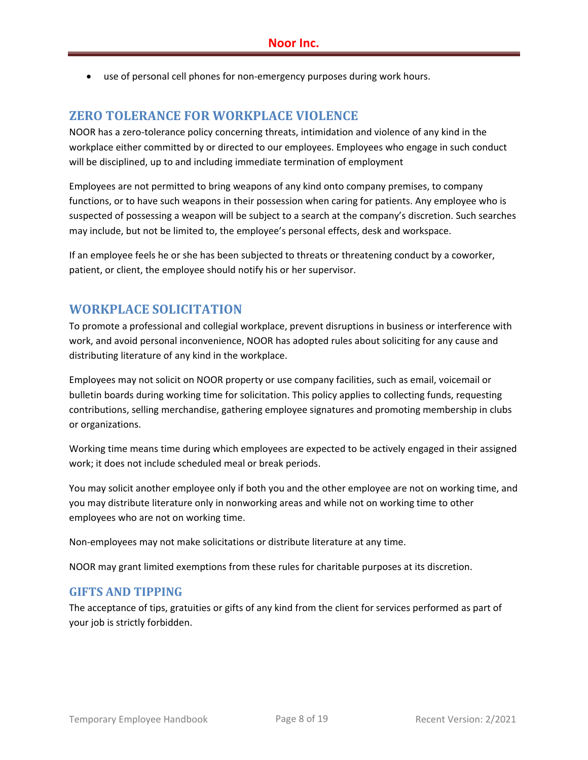- use of personal cell phones for non-emergency purposes during work hours.

## ZERO TOLERANCE FOR WORKPLACE VIOLENCE

NOOR has a zero-tolerance policy concerning threats, intimidation and violence of any kind in the workplace either committed by or directed to our employees. Employees who engage in such conduct will be disciplined, up to and including immediate termination of employment

Employees are not permitted to bring weapons of any kind onto company premises, to company functions, or to have such weapons in their possession when caring for patients. Any employee who is suspected of possessing a weapon will be subject to a search at the company's discretion. Such searches may include, but not be limited to, the employee's personal effects, desk and workspace.

If an employee feels he or she has been subjected to threats or threatening conduct by a coworker, patient, or client, the employee should notify his or her supervisor.

## WORKPLACE SOLICITATION

To promote a professional and collegial workplace, prevent disruptions in business or interference with work, and avoid personal inconvenience, NOOR has adopted rules about soliciting for any cause and distributing literature of any kind in the workplace.

Employees may not solicit on NOOR property or use company facilities, such as email, voicemail or bulletin boards during working time for solicitation. This policy applies to collecting funds, requesting contributions, selling merchandise, gathering employee signatures and promoting membership in clubs or organizations.

Working time means time during which employees are expected to be actively engaged in their assigned work; it does not include scheduled meal or break periods.

You may solicit another employee only if both you and the other employee are not on working time, and you may distribute literature only in nonworking areas and while not on working time to other employees who are not on working time.

Non-employees may not make solicitations or distribute literature at any time.

NOOR may grant limited exemptions from these rules for charitable purposes at its discretion.

### GIFTS AND TIPPING

The acceptance of tips, gratuities or gifts of any kind from the client for services performed as part of your job is strictly forbidden.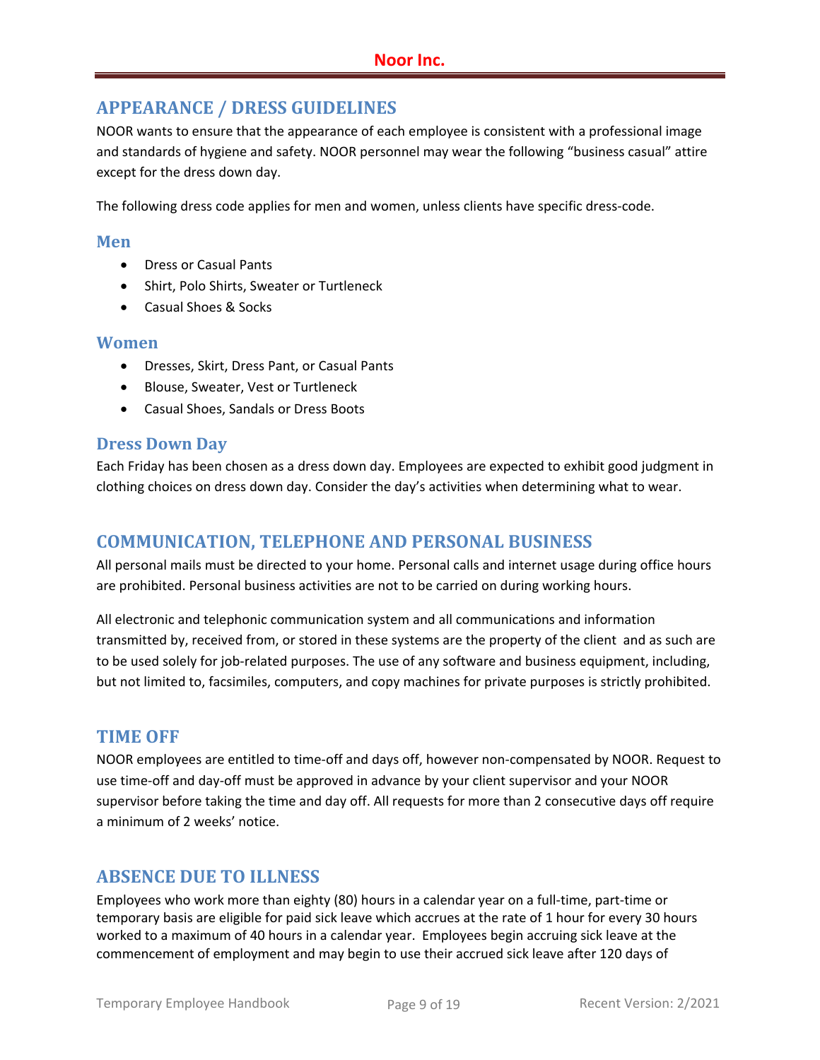## APPEARANCE / DRESS GUIDELINES

NOOR wants to ensure that the appearance of each employee is consistent with a professional image and standards of hygiene and safety. NOOR personnel may wear the following "business casual" attire except for the dress down day.

The following dress code applies for men and women, unless clients have specific dress-code.

### Men

- Dress or Casual Pants
- Shirt, Polo Shirts, Sweater or Turtleneck
- Casual Shoes & Socks

### Women

- Dresses, Skirt, Dress Pant, or Casual Pants
- Blouse, Sweater, Vest or Turtleneck
- Casual Shoes, Sandals or Dress Boots

### Dress Down Day

Each Friday has been chosen as a dress down day. Employees are expected to exhibit good judgment in clothing choices on dress down day. Consider the day's activities when determining what to wear.

## COMMUNICATION, TELEPHONE AND PERSONAL BUSINESS

All personal mails must be directed to your home. Personal calls and internet usage during office hours are prohibited. Personal business activities are not to be carried on during working hours.

All electronic and telephonic communication system and all communications and information transmitted by, received from, or stored in these systems are the property of the client and as such are to be used solely for job-related purposes. The use of any software and business equipment, including, but not limited to, facsimiles, computers, and copy machines for private purposes is strictly prohibited.

## TIME OFF

NOOR employees are entitled to time-off and days off, however non-compensated by NOOR. Request to use time-off and day-off must be approved in advance by your client supervisor and your NOOR supervisor before taking the time and day off. All requests for more than 2 consecutive days off require a minimum of 2 weeks' notice.

## ABSENCE DUE TO ILLNESS

Employees who work more than eighty (80) hours in a calendar year on a full-time, part-time or temporary basis are eligible for paid sick leave which accrues at the rate of 1 hour for every 30 hours worked to a maximum of 40 hours in a calendar year. Employees begin accruing sick leave at the commencement of employment and may begin to use their accrued sick leave after 120 days of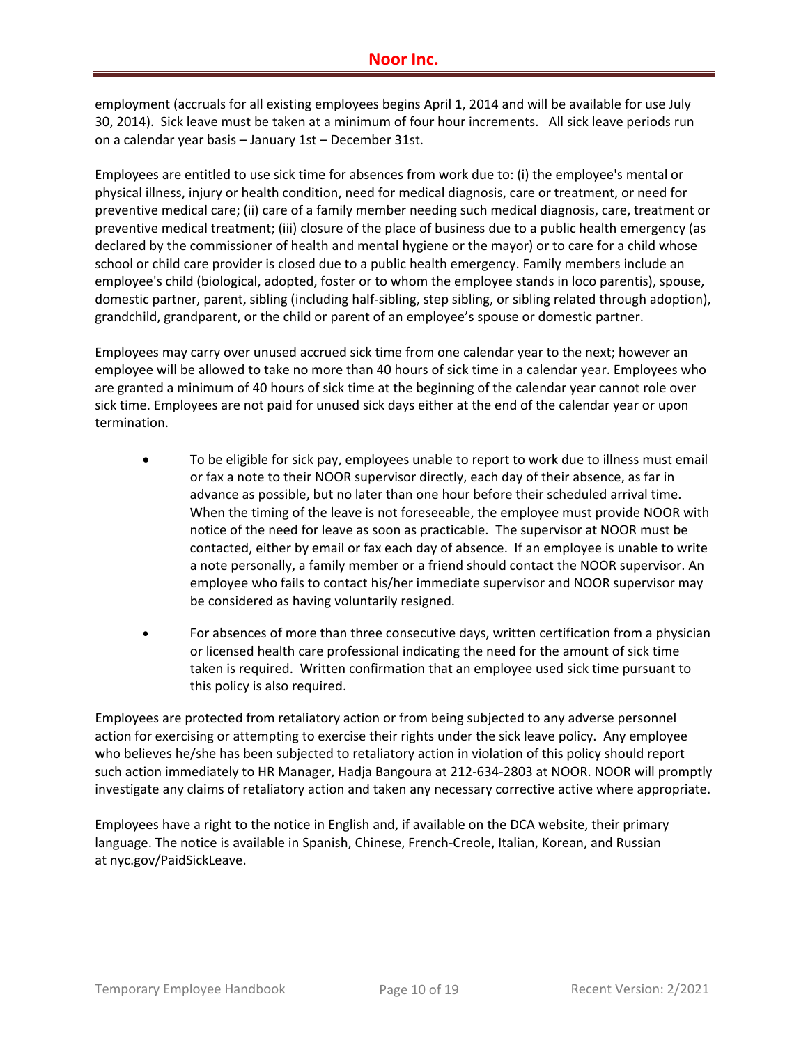employment (accruals for all existing employees begins April 1, 2014 and will be available for use July 30, 2014). Sick leave must be taken at a minimum of four hour increments. All sick leave periods run on a calendar year basis – January 1st – December 31st.

Employees are entitled to use sick time for absences from work due to: (i) the employee's mental or physical illness, injury or health condition, need for medical diagnosis, care or treatment, or need for preventive medical care; (ii) care of a family member needing such medical diagnosis, care, treatment or preventive medical treatment; (iii) closure of the place of business due to a public health emergency (as declared by the commissioner of health and mental hygiene or the mayor) or to care for a child whose school or child care provider is closed due to a public health emergency. Family members include an employee's child (biological, adopted, foster or to whom the employee stands in loco parentis), spouse, domestic partner, parent, sibling (including half-sibling, step sibling, or sibling related through adoption), grandchild, grandparent, or the child or parent of an employee's spouse or domestic partner.

Employees may carry over unused accrued sick time from one calendar year to the next; however an employee will be allowed to take no more than 40 hours of sick time in a calendar year. Employees who are granted a minimum of 40 hours of sick time at the beginning of the calendar year cannot role over sick time. Employees are not paid for unused sick days either at the end of the calendar year or upon termination.

- To be eligible for sick pay, employees unable to report to work due to illness must email or fax a note to their NOOR supervisor directly, each day of their absence, as far in advance as possible, but no later than one hour before their scheduled arrival time. When the timing of the leave is not foreseeable, the employee must provide NOOR with notice of the need for leave as soon as practicable. The supervisor at NOOR must be contacted, either by email or fax each day of absence. If an employee is unable to write a note personally, a family member or a friend should contact the NOOR supervisor. An employee who fails to contact his/her immediate supervisor and NOOR supervisor may be considered as having voluntarily resigned.

- For absences of more than three consecutive days, written certification from a physician or licensed health care professional indicating the need for the amount of sick time taken is required. Written confirmation that an employee used sick time pursuant to this policy is also required.

Employees are protected from retaliatory action or from being subjected to any adverse personnel action for exercising or attempting to exercise their rights under the sick leave policy. Any employee who believes he/she has been subjected to retaliatory action in violation of this policy should report such action immediately to HR Manager, Hadja Bangoura at 212-634-2803 at NOOR. NOOR will promptly investigate any claims of retaliatory action and taken any necessary corrective active where appropriate.

Employees have a right to the notice in English and, if available on the DCA website, their primary language. The notice is available in Spanish, Chinese, French-Creole, Italian, Korean, and Russian at nyc.gov/PaidSickLeave.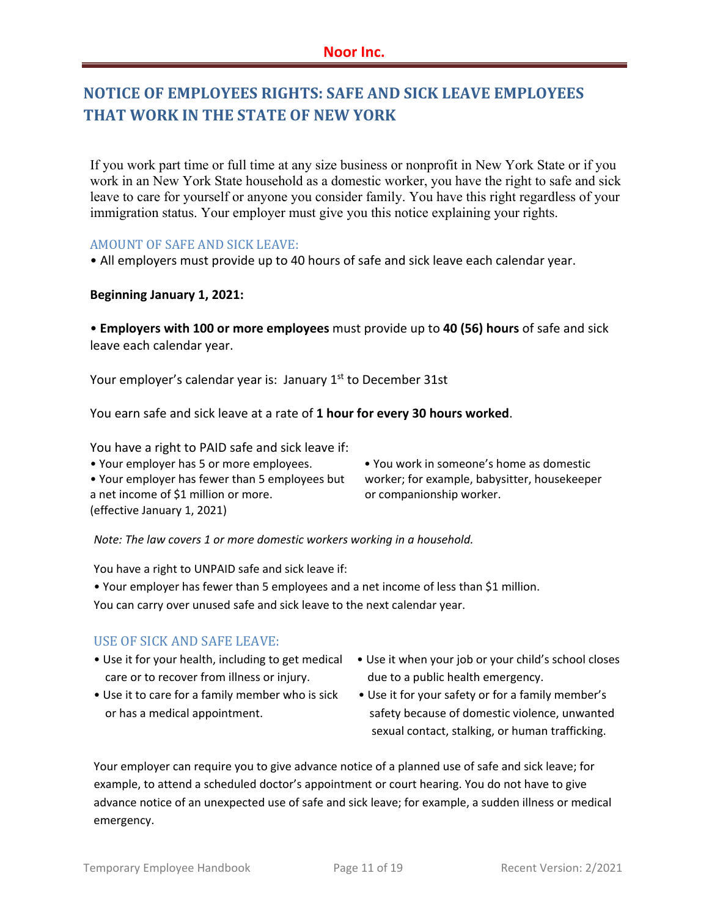# NOTICE OF EMPLOYEES RIGHTS: SAFE AND SICK LEAVE EMPLOYEES THAT WORK IN THE STATE OF NEW YORK

If you work part time or full time at any size business or nonprofit in New York State or if you work in an New York State household as a domestic worker, you have the right to safe and sick leave to care for yourself or anyone you consider family. You have this right regardless of your immigration status. Your employer must give you this notice explaining your rights.

## AMOUNT OF SAFE AND SICK LEAVE:

- All employers must provide up to 40 hours of safe and sick leave each calendar year.

**Beginning January 1, 2021:**

- **Employers with 100 or more employees** must provide up to **40 (56) hours** of safe and sick leave each calendar year.

Your employer's calendar year is: January 1st to December 31st

You earn safe and sick leave at a rate of **1 hour for every 30 hours worked**.

You have a right to PAID safe and sick leave if:

- Your employer has 5 or more employees.
- Your employer has fewer than 5 employees but a net income of $1 million or more. (effective January 1, 2021)
- You work in someone's home as domestic worker; for example, babysitter, housekeeper or companionship worker.

*Note: The law covers 1 or more domestic workers working in a household.*

You have a right to UNPAID safe and sick leave if:

- Your employer has fewer than 5 employees and a net income of less than $1 million.

You can carry over unused safe and sick leave to the next calendar year.

## USE OF SICK AND SAFE LEAVE:

- Use it for your health, including to get medical care or to recover from illness or injury.
- Use it to care for a family member who is sick or has a medical appointment.
- Use it when your job or your child's school closes due to a public health emergency.
- Use it for your safety or for a family member's safety because of domestic violence, unwanted sexual contact, stalking, or human trafficking.

Your employer can require you to give advance notice of a planned use of safe and sick leave; for example, to attend a scheduled doctor's appointment or court hearing. You do not have to give advance notice of an unexpected use of safe and sick leave; for example, a sudden illness or medical emergency.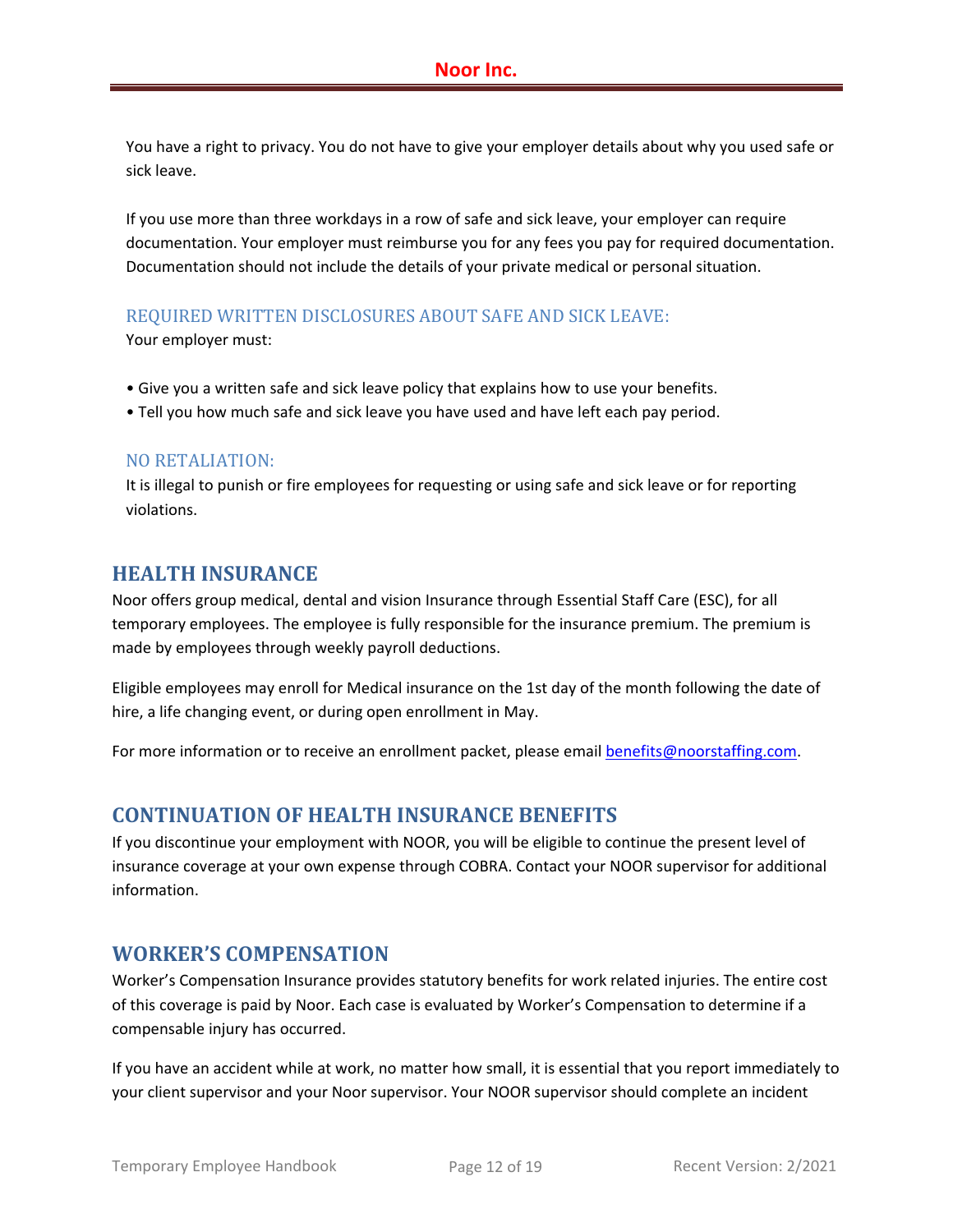You have a right to privacy. You do not have to give your employer details about why you used safe or sick leave.

If you use more than three workdays in a row of safe and sick leave, your employer can require documentation. Your employer must reimburse you for any fees you pay for required documentation. Documentation should not include the details of your private medical or personal situation.

### REQUIRED WRITTEN DISCLOSURES ABOUT SAFE AND SICK LEAVE:

Your employer must:

- Give you a written safe and sick leave policy that explains how to use your benefits.
- Tell you how much safe and sick leave you have used and have left each pay period.

### NO RETALIATION:

It is illegal to punish or fire employees for requesting or using safe and sick leave or for reporting violations.

## HEALTH INSURANCE

Noor offers group medical, dental and vision Insurance through Essential Staff Care (ESC), for all temporary employees. The employee is fully responsible for the insurance premium. The premium is made by employees through weekly payroll deductions.

Eligible employees may enroll for Medical insurance on the 1st day of the month following the date of hire, a life changing event, or during open enrollment in May.

For more information or to receive an enrollment packet, please email benefits@noorstaffing.com.

## CONTINUATION OF HEALTH INSURANCE BENEFITS

If you discontinue your employment with NOOR, you will be eligible to continue the present level of insurance coverage at your own expense through COBRA. Contact your NOOR supervisor for additional information.

## WORKER'S COMPENSATION

Worker's Compensation Insurance provides statutory benefits for work related injuries. The entire cost of this coverage is paid by Noor. Each case is evaluated by Worker's Compensation to determine if a compensable injury has occurred.

If you have an accident while at work, no matter how small, it is essential that you report immediately to your client supervisor and your Noor supervisor. Your NOOR supervisor should complete an incident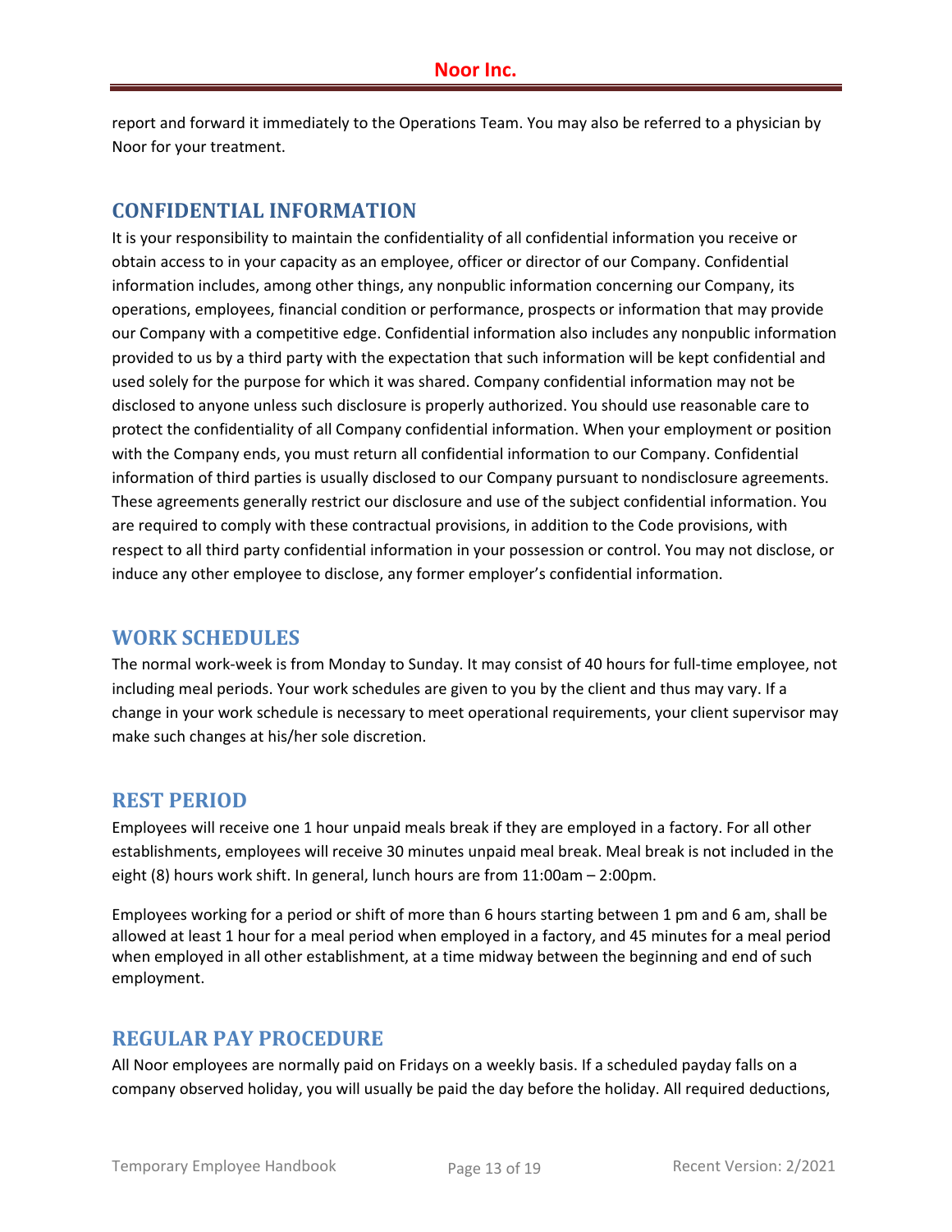report and forward it immediately to the Operations Team. You may also be referred to a physician by Noor for your treatment.

## CONFIDENTIAL INFORMATION

It is your responsibility to maintain the confidentiality of all confidential information you receive or obtain access to in your capacity as an employee, officer or director of our Company. Confidential information includes, among other things, any nonpublic information concerning our Company, its operations, employees, financial condition or performance, prospects or information that may provide our Company with a competitive edge. Confidential information also includes any nonpublic information provided to us by a third party with the expectation that such information will be kept confidential and used solely for the purpose for which it was shared. Company confidential information may not be disclosed to anyone unless such disclosure is properly authorized. You should use reasonable care to protect the confidentiality of all Company confidential information. When your employment or position with the Company ends, you must return all confidential information to our Company. Confidential information of third parties is usually disclosed to our Company pursuant to nondisclosure agreements. These agreements generally restrict our disclosure and use of the subject confidential information. You are required to comply with these contractual provisions, in addition to the Code provisions, with respect to all third party confidential information in your possession or control. You may not disclose, or induce any other employee to disclose, any former employer's confidential information.

## WORK SCHEDULES

The normal work-week is from Monday to Sunday. It may consist of 40 hours for full-time employee, not including meal periods. Your work schedules are given to you by the client and thus may vary. If a change in your work schedule is necessary to meet operational requirements, your client supervisor may make such changes at his/her sole discretion.

## REST PERIOD

Employees will receive one 1 hour unpaid meals break if they are employed in a factory. For all other establishments, employees will receive 30 minutes unpaid meal break. Meal break is not included in the eight (8) hours work shift. In general, lunch hours are from 11:00am – 2:00pm.

Employees working for a period or shift of more than 6 hours starting between 1 pm and 6 am, shall be allowed at least 1 hour for a meal period when employed in a factory, and 45 minutes for a meal period when employed in all other establishment, at a time midway between the beginning and end of such employment.

## REGULAR PAY PROCEDURE

All Noor employees are normally paid on Fridays on a weekly basis. If a scheduled payday falls on a company observed holiday, you will usually be paid the day before the holiday. All required deductions,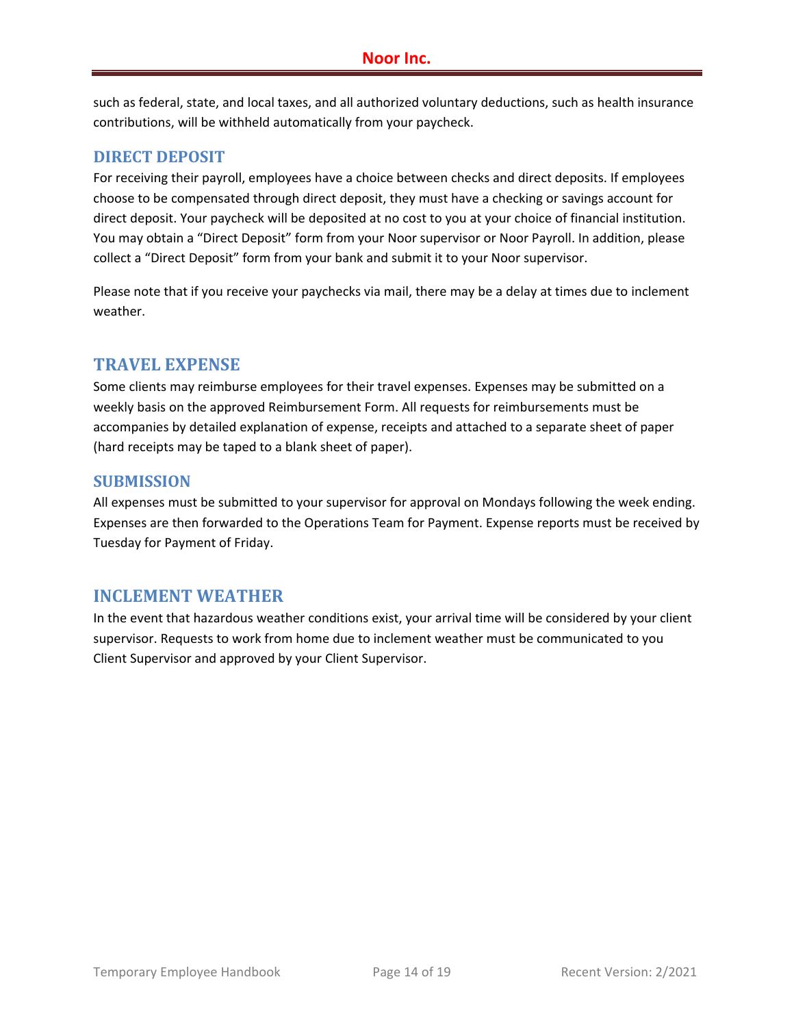such as federal, state, and local taxes, and all authorized voluntary deductions, such as health insurance contributions, will be withheld automatically from your paycheck.

### DIRECT DEPOSIT

For receiving their payroll, employees have a choice between checks and direct deposits. If employees choose to be compensated through direct deposit, they must have a checking or savings account for direct deposit. Your paycheck will be deposited at no cost to you at your choice of financial institution. You may obtain a "Direct Deposit" form from your Noor supervisor or Noor Payroll. In addition, please collect a "Direct Deposit" form from your bank and submit it to your Noor supervisor.

Please note that if you receive your paychecks via mail, there may be a delay at times due to inclement weather.

## TRAVEL EXPENSE

Some clients may reimburse employees for their travel expenses. Expenses may be submitted on a weekly basis on the approved Reimbursement Form. All requests for reimbursements must be accompanies by detailed explanation of expense, receipts and attached to a separate sheet of paper (hard receipts may be taped to a blank sheet of paper).

### SUBMISSION

All expenses must be submitted to your supervisor for approval on Mondays following the week ending. Expenses are then forwarded to the Operations Team for Payment. Expense reports must be received by Tuesday for Payment of Friday.

## INCLEMENT WEATHER

In the event that hazardous weather conditions exist, your arrival time will be considered by your client supervisor. Requests to work from home due to inclement weather must be communicated to you Client Supervisor and approved by your Client Supervisor.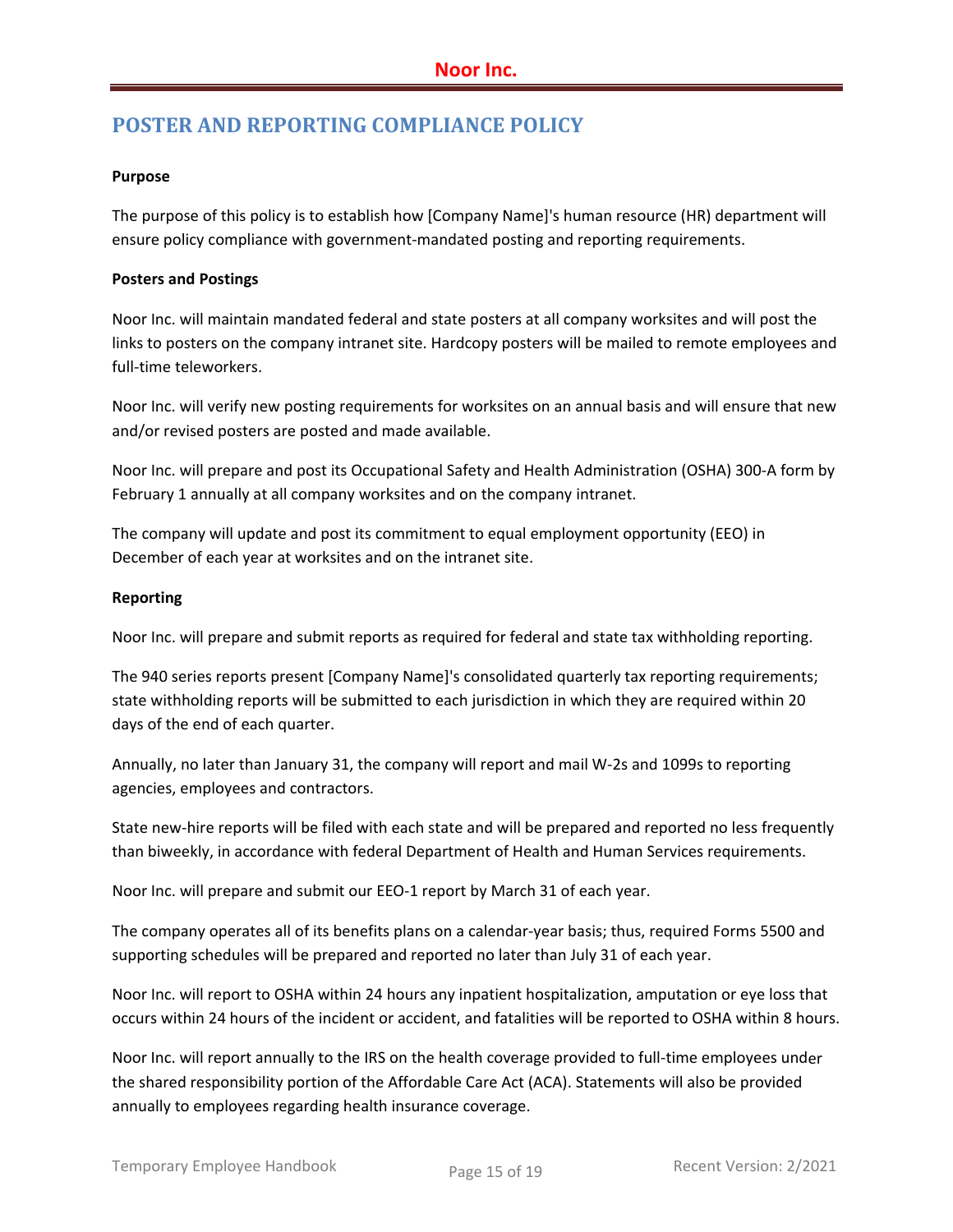## POSTER AND REPORTING COMPLIANCE POLICY

**Purpose**

The purpose of this policy is to establish how [Company Name]'s human resource (HR) department will ensure policy compliance with government-mandated posting and reporting requirements.

**Posters and Postings**

Noor Inc. will maintain mandated federal and state posters at all company worksites and will post the links to posters on the company intranet site. Hardcopy posters will be mailed to remote employees and full-time teleworkers.

Noor Inc. will verify new posting requirements for worksites on an annual basis and will ensure that new and/or revised posters are posted and made available.

Noor Inc. will prepare and post its Occupational Safety and Health Administration (OSHA) 300-A form by February 1 annually at all company worksites and on the company intranet.

The company will update and post its commitment to equal employment opportunity (EEO) in December of each year at worksites and on the intranet site.

**Reporting**

Noor Inc. will prepare and submit reports as required for federal and state tax withholding reporting.

The 940 series reports present [Company Name]'s consolidated quarterly tax reporting requirements; state withholding reports will be submitted to each jurisdiction in which they are required within 20 days of the end of each quarter.

Annually, no later than January 31, the company will report and mail W-2s and 1099s to reporting agencies, employees and contractors.

State new-hire reports will be filed with each state and will be prepared and reported no less frequently than biweekly, in accordance with federal Department of Health and Human Services requirements.

Noor Inc. will prepare and submit our EEO-1 report by March 31 of each year.

The company operates all of its benefits plans on a calendar-year basis; thus, required Forms 5500 and supporting schedules will be prepared and reported no later than July 31 of each year.

Noor Inc. will report to OSHA within 24 hours any inpatient hospitalization, amputation or eye loss that occurs within 24 hours of the incident or accident, and fatalities will be reported to OSHA within 8 hours.

Noor Inc. will report annually to the IRS on the health coverage provided to full-time employees under the shared responsibility portion of the Affordable Care Act (ACA). Statements will also be provided annually to employees regarding health insurance coverage.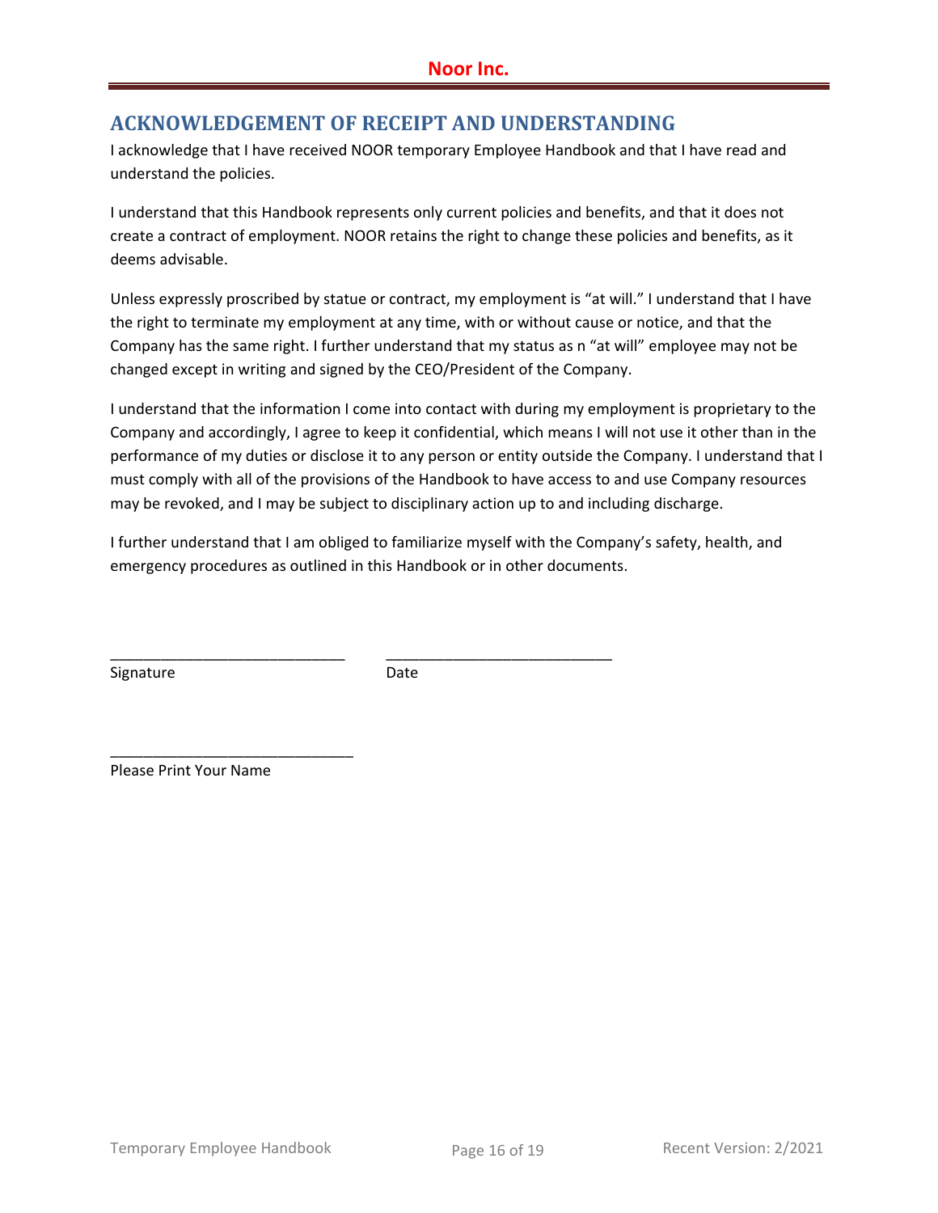## ACKNOWLEDGEMENT OF RECEIPT AND UNDERSTANDING

I acknowledge that I have received NOOR temporary Employee Handbook and that I have read and understand the policies.

I understand that this Handbook represents only current policies and benefits, and that it does not create a contract of employment. NOOR retains the right to change these policies and benefits, as it deems advisable.

Unless expressly proscribed by statue or contract, my employment is "at will." I understand that I have the right to terminate my employment at any time, with or without cause or notice, and that the Company has the same right. I further understand that my status as n "at will" employee may not be changed except in writing and signed by the CEO/President of the Company.

I understand that the information I come into contact with during my employment is proprietary to the Company and accordingly, I agree to keep it confidential, which means I will not use it other than in the performance of my duties or disclose it to any person or entity outside the Company. I understand that I must comply with all of the provisions of the Handbook to have access to and use Company resources may be revoked, and I may be subject to disciplinary action up to and including discharge.

I further understand that I am obliged to familiarize myself with the Company's safety, health, and emergency procedures as outlined in this Handbook or in other documents.

_____________________________          ____________________________

Signature                                              Date

______________________________

Please Print Your Name